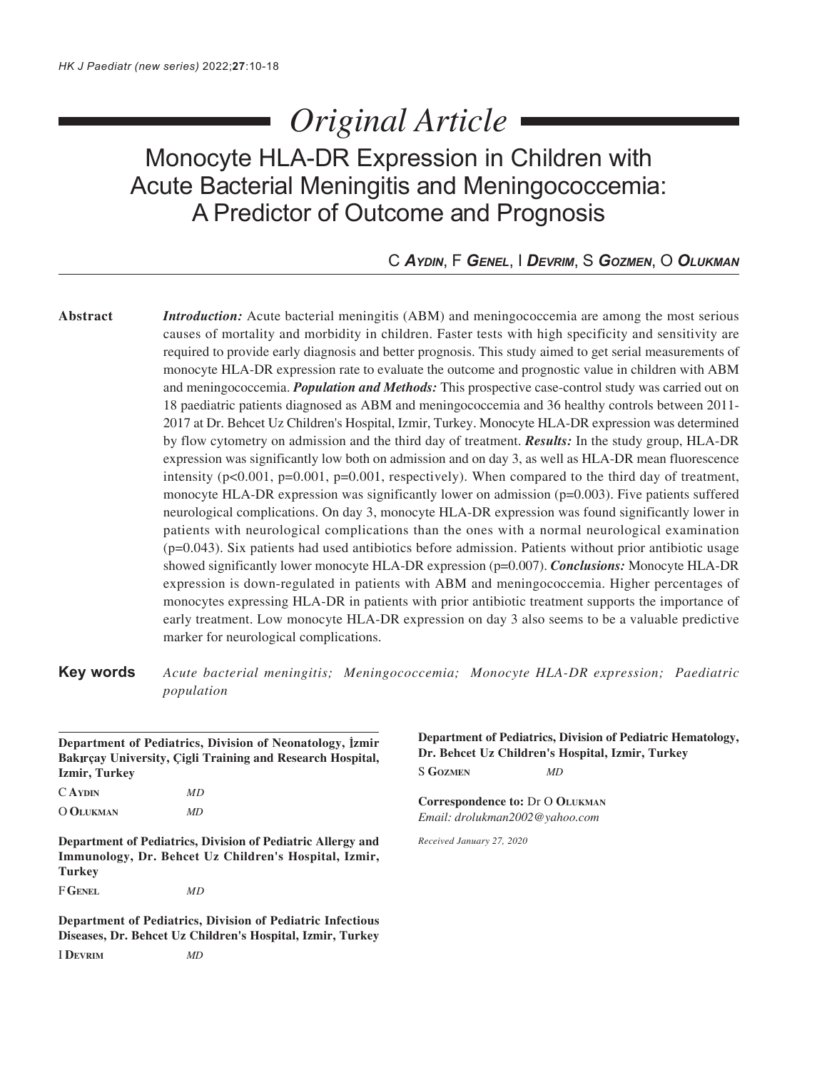*Original Article*

# Monocyte HLA-DR Expression in Children with Acute Bacterial Meningitis and Meningococcemia: A Predictor of Outcome and Prognosis

C **Aydin**, F **Genel**, I **Devrim**, S **Gozmen**, O **Olukman**

**Abstract** *Introduction:* Acute bacterial meningitis (ABM) and meningococcemia are among the most serious causes of mortality and morbidity in children. Faster tests with high specificity and sensitivity are required to provide early diagnosis and better prognosis. This study aimed to get serial measurements of monocyte HLA-DR expression rate to evaluate the outcome and prognostic value in children with ABM and meningococcemia. ***Population and Methods:*** This prospective case-control study was carried out on 18 paediatric patients diagnosed as ABM and meningococcemia and 36 healthy controls between 2011-2017 at Dr. Behcet Uz Children's Hospital, Izmir, Turkey. Monocyte HLA-DR expression was determined by flow cytometry on admission and the third day of treatment. ***Results:*** In the study group, HLA-DR expression was significantly low both on admission and on day 3, as well as HLA-DR mean fluorescence intensity ($p<0.001$, $p=0.001$, $p=0.001$, respectively). When compared to the third day of treatment, monocyte HLA-DR expression was significantly lower on admission ($p=0.003$). Five patients suffered neurological complications. On day 3, monocyte HLA-DR expression was found significantly lower in patients with neurological complications than the ones with a normal neurological examination ($p=0.043$). Six patients had used antibiotics before admission. Patients without prior antibiotic usage showed significantly lower monocyte HLA-DR expression ($p=0.007$). ***Conclusions:*** Monocyte HLA-DR expression is down-regulated in patients with ABM and meningococcemia. Higher percentages of monocytes expressing HLA-DR in patients with prior antibiotic treatment supports the importance of early treatment. Low monocyte HLA-DR expression on day 3 also seems to be a valuable predictive marker for neurological complications.

**Key words** *Acute bacterial meningitis; Meningococcemia; Monocyte HLA-DR expression; Paediatric population*

**Department of Pediatrics, Division of Neonatology, İzmir Bakırçay University, Çigli Training and Research Hospital, Izmir, Turkey**

C **Aydin** *MD*
O **Olukman** *MD*

**Department of Pediatrics, Division of Pediatric Allergy and Immunology, Dr. Behcet Uz Children's Hospital, Izmir, Turkey**

F **Genel** *MD*

**Department of Pediatrics, Division of Pediatric Infectious Diseases, Dr. Behcet Uz Children's Hospital, Izmir, Turkey**

I **Devrim** *MD*

**Department of Pediatrics, Division of Pediatric Hematology, Dr. Behcet Uz Children's Hospital, Izmir, Turkey**

S **Gozmen** *MD*

**Correspondence to:** Dr O **Olukman**
*Email: drolukman2002@yahoo.com*

*Received January 27, 2020*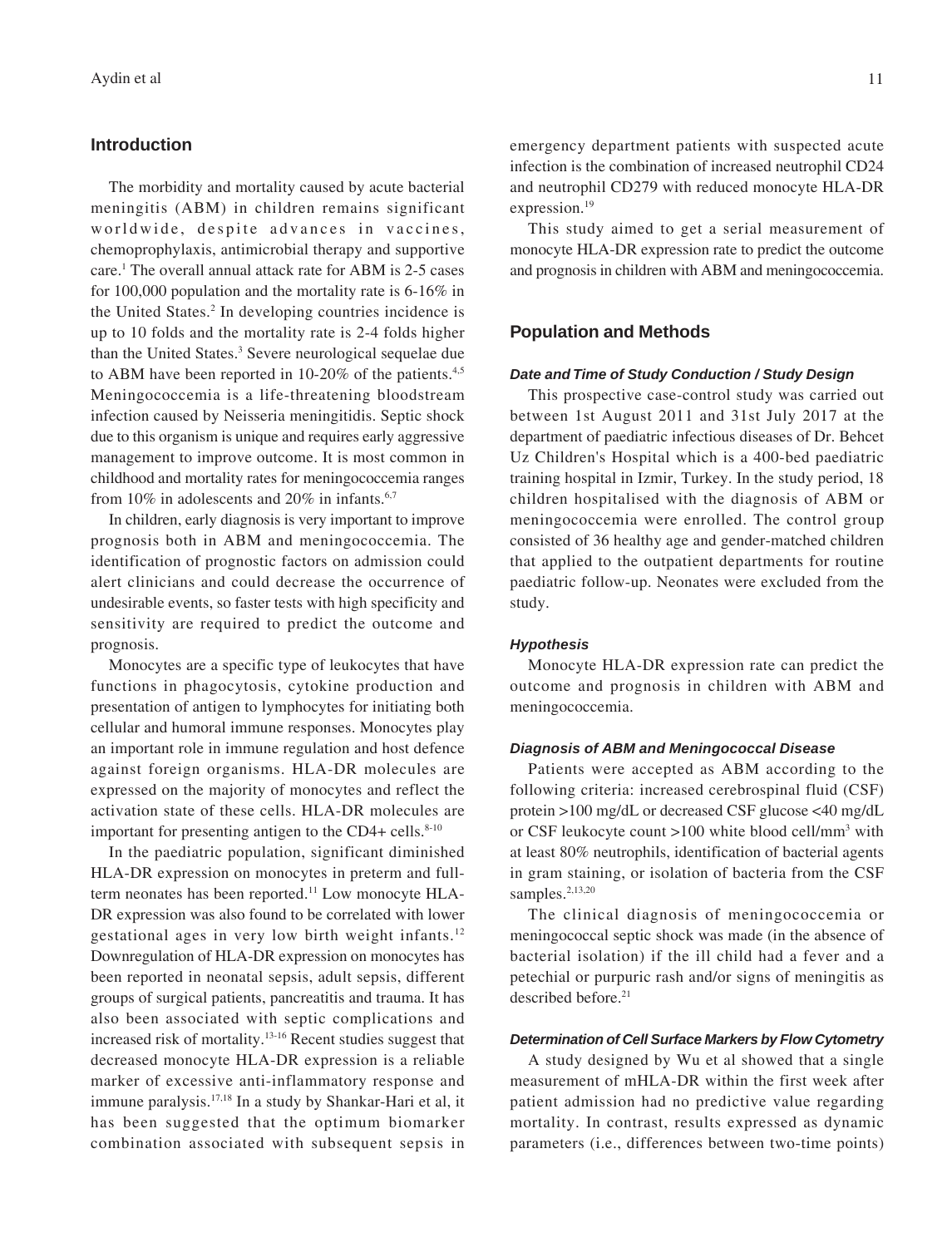## Introduction

The morbidity and mortality caused by acute bacterial meningitis (ABM) in children remains significant worldwide, despite advances in vaccines, chemoprophylaxis, antimicrobial therapy and supportive care.[1] The overall annual attack rate for ABM is 2-5 cases for 100,000 population and the mortality rate is 6-16% in the United States.[2] In developing countries incidence is up to 10 folds and the mortality rate is 2-4 folds higher than the United States.[3] Severe neurological sequelae due to ABM have been reported in 10-20% of the patients.[4,5] Meningococcemia is a life-threatening bloodstream infection caused by Neisseria meningitidis. Septic shock due to this organism is unique and requires early aggressive management to improve outcome. It is most common in childhood and mortality rates for meningococcemia ranges from 10% in adolescents and 20% in infants.[6,7]

In children, early diagnosis is very important to improve prognosis both in ABM and meningococcemia. The identification of prognostic factors on admission could alert clinicians and could decrease the occurrence of undesirable events, so faster tests with high specificity and sensitivity are required to predict the outcome and prognosis.

Monocytes are a specific type of leukocytes that have functions in phagocytosis, cytokine production and presentation of antigen to lymphocytes for initiating both cellular and humoral immune responses. Monocytes play an important role in immune regulation and host defence against foreign organisms. HLA-DR molecules are expressed on the majority of monocytes and reflect the activation state of these cells. HLA-DR molecules are important for presenting antigen to the CD4+ cells.[8-10]

In the paediatric population, significant diminished HLA-DR expression on monocytes in preterm and full-term neonates has been reported.[11] Low monocyte HLA-DR expression was also found to be correlated with lower gestational ages in very low birth weight infants.[12] Downregulation of HLA-DR expression on monocytes has been reported in neonatal sepsis, adult sepsis, different groups of surgical patients, pancreatitis and trauma. It has also been associated with septic complications and increased risk of mortality.[13-16] Recent studies suggest that decreased monocyte HLA-DR expression is a reliable marker of excessive anti-inflammatory response and immune paralysis.[17,18] In a study by Shankar-Hari et al, it has been suggested that the optimum biomarker combination associated with subsequent sepsis in emergency department patients with suspected acute infection is the combination of increased neutrophil CD24 and neutrophil CD279 with reduced monocyte HLA-DR expression.[19]

This study aimed to get a serial measurement of monocyte HLA-DR expression rate to predict the outcome and prognosis in children with ABM and meningococcemia.

## Population and Methods

### *Date and Time of Study Conduction / Study Design*

This prospective case-control study was carried out between 1st August 2011 and 31st July 2017 at the department of paediatric infectious diseases of Dr. Behcet Uz Children's Hospital which is a 400-bed paediatric training hospital in Izmir, Turkey. In the study period, 18 children hospitalised with the diagnosis of ABM or meningococcemia were enrolled. The control group consisted of 36 healthy age and gender-matched children that applied to the outpatient departments for routine paediatric follow-up. Neonates were excluded from the study.

### *Hypothesis*

Monocyte HLA-DR expression rate can predict the outcome and prognosis in children with ABM and meningococcemia.

### *Diagnosis of ABM and Meningococcal Disease*

Patients were accepted as ABM according to the following criteria: increased cerebrospinal fluid (CSF) protein >100 mg/dL or decreased CSF glucose <40 mg/dL or CSF leukocyte count >100 white blood cell/mm$^3$ with at least 80% neutrophils, identification of bacterial agents in gram staining, or isolation of bacteria from the CSF samples.[2,13,20]

The clinical diagnosis of meningococcemia or meningococcal septic shock was made (in the absence of bacterial isolation) if the ill child had a fever and a petechial or purpuric rash and/or signs of meningitis as described before.[21]

### *Determination of Cell Surface Markers by Flow Cytometry*

A study designed by Wu et al showed that a single measurement of mHLA-DR within the first week after patient admission had no predictive value regarding mortality. In contrast, results expressed as dynamic parameters (i.e., differences between two-time points)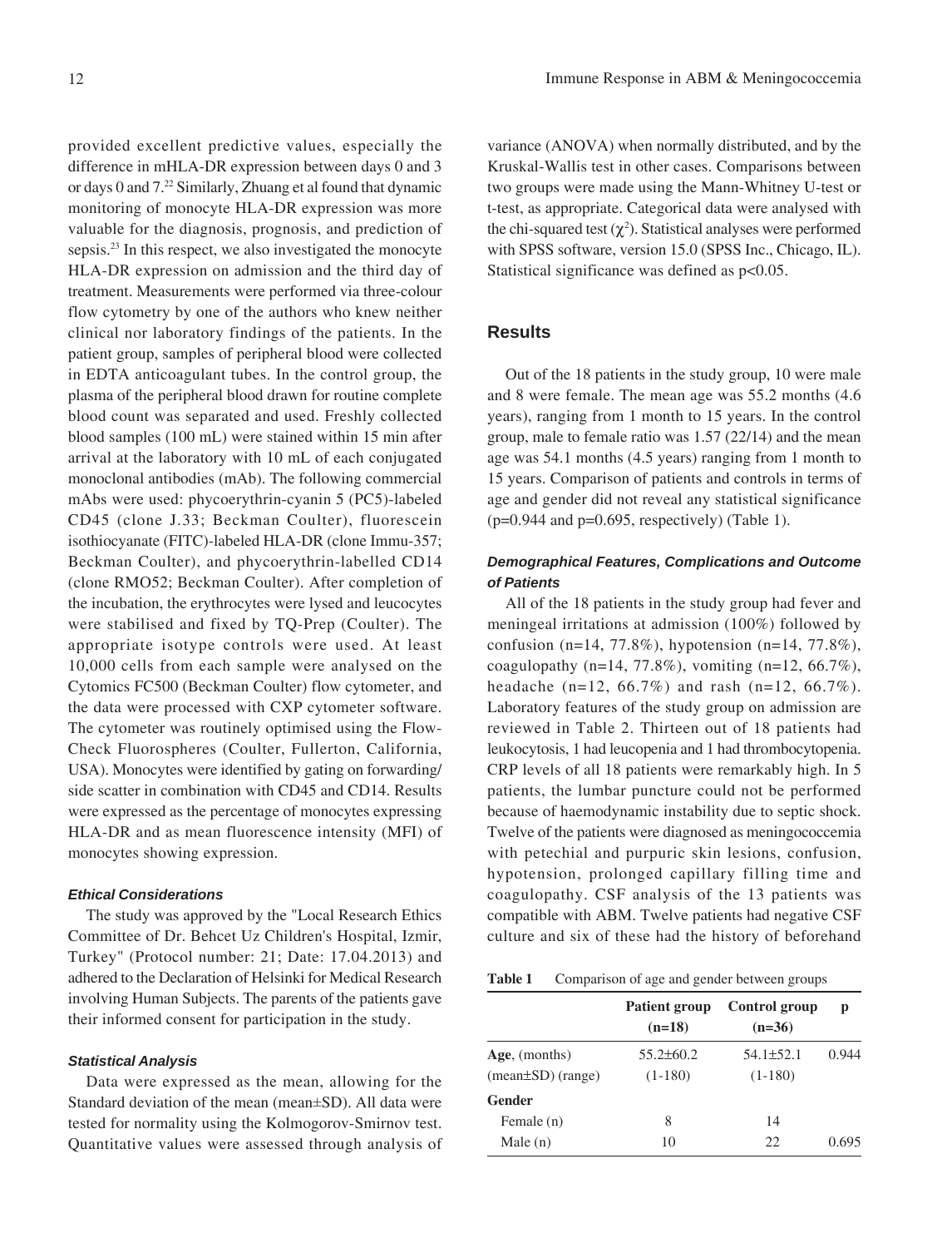provided excellent predictive values, especially the difference in mHLA-DR expression between days 0 and 3 or days 0 and 7.[22] Similarly, Zhuang et al found that dynamic monitoring of monocyte HLA-DR expression was more valuable for the diagnosis, prognosis, and prediction of sepsis.[23] In this respect, we also investigated the monocyte HLA-DR expression on admission and the third day of treatment. Measurements were performed via three-colour flow cytometry by one of the authors who knew neither clinical nor laboratory findings of the patients. In the patient group, samples of peripheral blood were collected in EDTA anticoagulant tubes. In the control group, the plasma of the peripheral blood drawn for routine complete blood count was separated and used. Freshly collected blood samples (100 mL) were stained within 15 min after arrival at the laboratory with 10 mL of each conjugated monoclonal antibodies (mAb). The following commercial mAbs were used: phycoerythrin-cyanin 5 (PC5)-labeled CD45 (clone J.33; Beckman Coulter), fluorescein isothiocyanate (FITC)-labeled HLA-DR (clone Immu-357; Beckman Coulter), and phycoerythrin-labelled CD14 (clone RMO52; Beckman Coulter). After completion of the incubation, the erythrocytes were lysed and leucocytes were stabilised and fixed by TQ-Prep (Coulter). The appropriate isotype controls were used. At least 10,000 cells from each sample were analysed on the Cytomics FC500 (Beckman Coulter) flow cytometer, and the data were processed with CXP cytometer software. The cytometer was routinely optimised using the Flow-Check Fluorospheres (Coulter, Fullerton, California, USA). Monocytes were identified by gating on forwarding/side scatter in combination with CD45 and CD14. Results were expressed as the percentage of monocytes expressing HLA-DR and as mean fluorescence intensity (MFI) of monocytes showing expression.

### Ethical Considerations

The study was approved by the "Local Research Ethics Committee of Dr. Behcet Uz Children's Hospital, Izmir, Turkey" (Protocol number: 21; Date: 17.04.2013) and adhered to the Declaration of Helsinki for Medical Research involving Human Subjects. The parents of the patients gave their informed consent for participation in the study.

### Statistical Analysis

Data were expressed as the mean, allowing for the Standard deviation of the mean (mean±SD). All data were tested for normality using the Kolmogorov-Smirnov test. Quantitative values were assessed through analysis of variance (ANOVA) when normally distributed, and by the Kruskal-Wallis test in other cases. Comparisons between two groups were made using the Mann-Whitney U-test or t-test, as appropriate. Categorical data were analysed with the chi-squared test ($\chi^2$). Statistical analyses were performed with SPSS software, version 15.0 (SPSS Inc., Chicago, IL). Statistical significance was defined as $p<0.05$.

## Results

Out of the 18 patients in the study group, 10 were male and 8 were female. The mean age was 55.2 months (4.6 years), ranging from 1 month to 15 years. In the control group, male to female ratio was 1.57 (22/14) and the mean age was 54.1 months (4.5 years) ranging from 1 month to 15 years. Comparison of patients and controls in terms of age and gender did not reveal any statistical significance (p=0.944 and p=0.695, respectively) (Table 1).

### Demographical Features, Complications and Outcome of Patients

All of the 18 patients in the study group had fever and meningeal irritations at admission (100%) followed by confusion (n=14, 77.8%), hypotension (n=14, 77.8%), coagulopathy (n=14, 77.8%), vomiting (n=12, 66.7%), headache (n=12, 66.7%) and rash (n=12, 66.7%). Laboratory features of the study group on admission are reviewed in Table 2. Thirteen out of 18 patients had leukocytosis, 1 had leucopenia and 1 had thrombocytopenia. CRP levels of all 18 patients were remarkably high. In 5 patients, the lumbar puncture could not be performed because of haemodynamic instability due to septic shock. Twelve of the patients were diagnosed as meningococcemia with petechial and purpuric skin lesions, confusion, hypotension, prolonged capillary filling time and coagulopathy. CSF analysis of the 13 patients was compatible with ABM. Twelve patients had negative CSF culture and six of these had the history of beforehand

**Table 1** Comparison of age and gender between groups

| | Patient group (n=18) | Control group (n=36) | p |
|---|---|---|---|
| **Age**, (months) (mean±SD) (range) | 55.2±60.2 (1-180) | 54.1±52.1 (1-180) | 0.944 |
| **Gender** | | | |
| Female (n) | 8 | 14 | |
| Male (n) | 10 | 22 | 0.695 |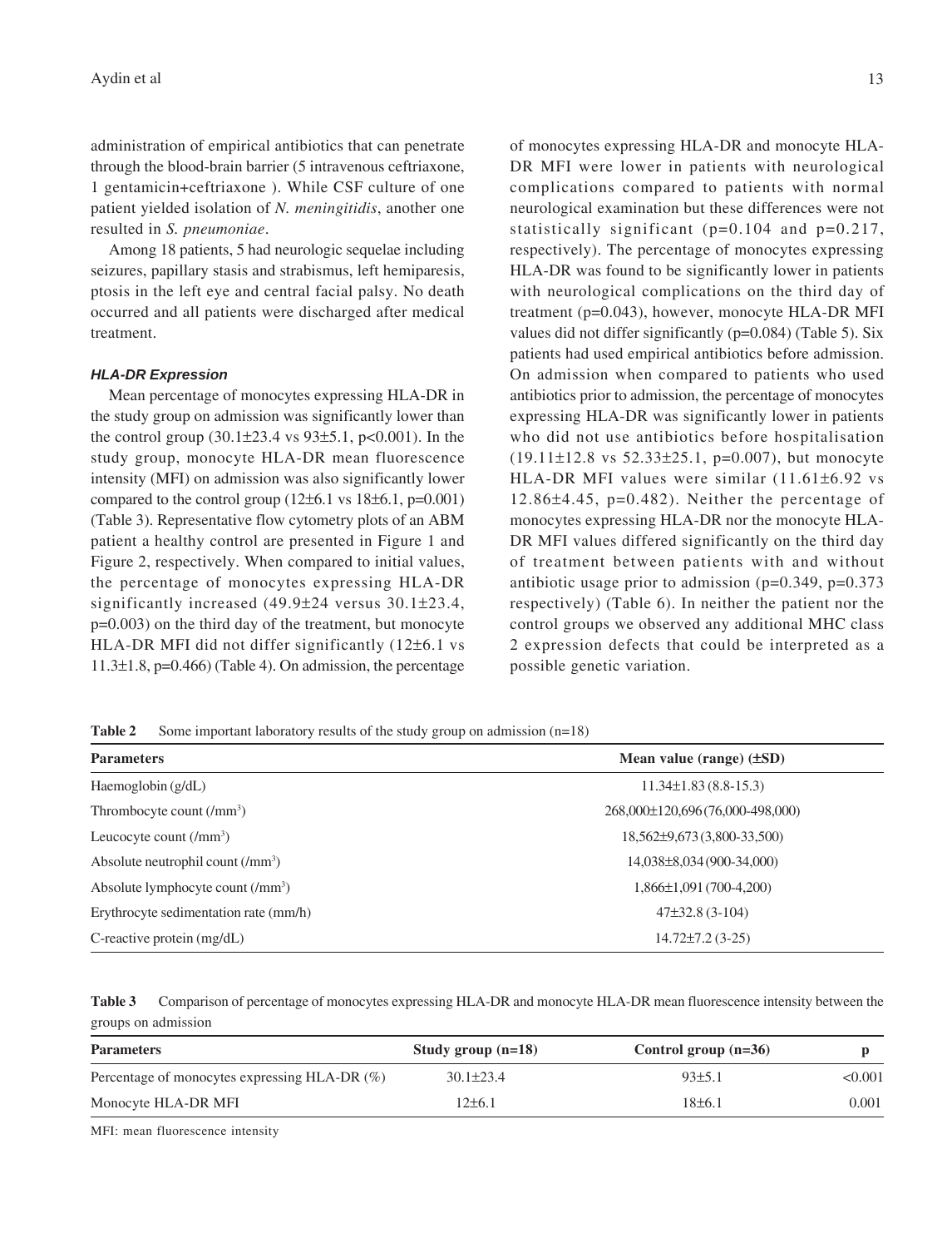administration of empirical antibiotics that can penetrate through the blood-brain barrier (5 intravenous ceftriaxone, 1 gentamicin+ceftriaxone ). While CSF culture of one patient yielded isolation of *N. meningitidis*, another one resulted in *S. pneumoniae*.

Among 18 patients, 5 had neurologic sequelae including seizures, papillary stasis and strabismus, left hemiparesis, ptosis in the left eye and central facial palsy. No death occurred and all patients were discharged after medical treatment.

### *HLA-DR Expression*

Mean percentage of monocytes expressing HLA-DR in the study group on admission was significantly lower than the control group (30.1±23.4 vs 93±5.1, p<0.001). In the study group, monocyte HLA-DR mean fluorescence intensity (MFI) on admission was also significantly lower compared to the control group (12±6.1 vs 18±6.1, p=0.001) (Table 3). Representative flow cytometry plots of an ABM patient a healthy control are presented in Figure 1 and Figure 2, respectively. When compared to initial values, the percentage of monocytes expressing HLA-DR significantly increased (49.9±24 versus 30.1±23.4, p=0.003) on the third day of the treatment, but monocyte HLA-DR MFI did not differ significantly (12±6.1 vs 11.3±1.8, p=0.466) (Table 4). On admission, the percentage of monocytes expressing HLA-DR and monocyte HLA-DR MFI were lower in patients with neurological complications compared to patients with normal neurological examination but these differences were not statistically significant (p=0.104 and p=0.217, respectively). The percentage of monocytes expressing HLA-DR was found to be significantly lower in patients with neurological complications on the third day of treatment (p=0.043), however, monocyte HLA-DR MFI values did not differ significantly (p=0.084) (Table 5). Six patients had used empirical antibiotics before admission. On admission when compared to patients who used antibiotics prior to admission, the percentage of monocytes expressing HLA-DR was significantly lower in patients who did not use antibiotics before hospitalisation (19.11±12.8 vs 52.33±25.1, p=0.007), but monocyte HLA-DR MFI values were similar (11.61±6.92 vs 12.86±4.45, p=0.482). Neither the percentage of monocytes expressing HLA-DR nor the monocyte HLA-DR MFI values differed significantly on the third day of treatment between patients with and without antibiotic usage prior to admission (p=0.349, p=0.373 respectively) (Table 6). In neither the patient nor the control groups we observed any additional MHC class 2 expression defects that could be interpreted as a possible genetic variation.

**Table 2** Some important laboratory results of the study group on admission (n=18)

| Parameters | Mean value (range) (±SD) |
|---|---|
| Haemoglobin (g/dL) | 11.34±1.83 (8.8-15.3) |
| Thrombocyte count (/mm$^3$) | 268,000±120,696 (76,000-498,000) |
| Leucocyte count (/mm$^3$) | 18,562±9,673 (3,800-33,500) |
| Absolute neutrophil count (/mm$^3$) | 14,038±8,034 (900-34,000) |
| Absolute lymphocyte count (/mm$^3$) | 1,866±1,091 (700-4,200) |
| Erythrocyte sedimentation rate (mm/h) | 47±32.8 (3-104) |
| C-reactive protein (mg/dL) | 14.72±7.2 (3-25) |

**Table 3** Comparison of percentage of monocytes expressing HLA-DR and monocyte HLA-DR mean fluorescence intensity between the groups on admission

| Parameters | Study group (n=18) | Control group (n=36) | p |
|---|---|---|---|
| Percentage of monocytes expressing HLA-DR (%) | 30.1±23.4 | 93±5.1 | <0.001 |
| Monocyte HLA-DR MFI | 12±6.1 | 18±6.1 | 0.001 |

MFI: mean fluorescence intensity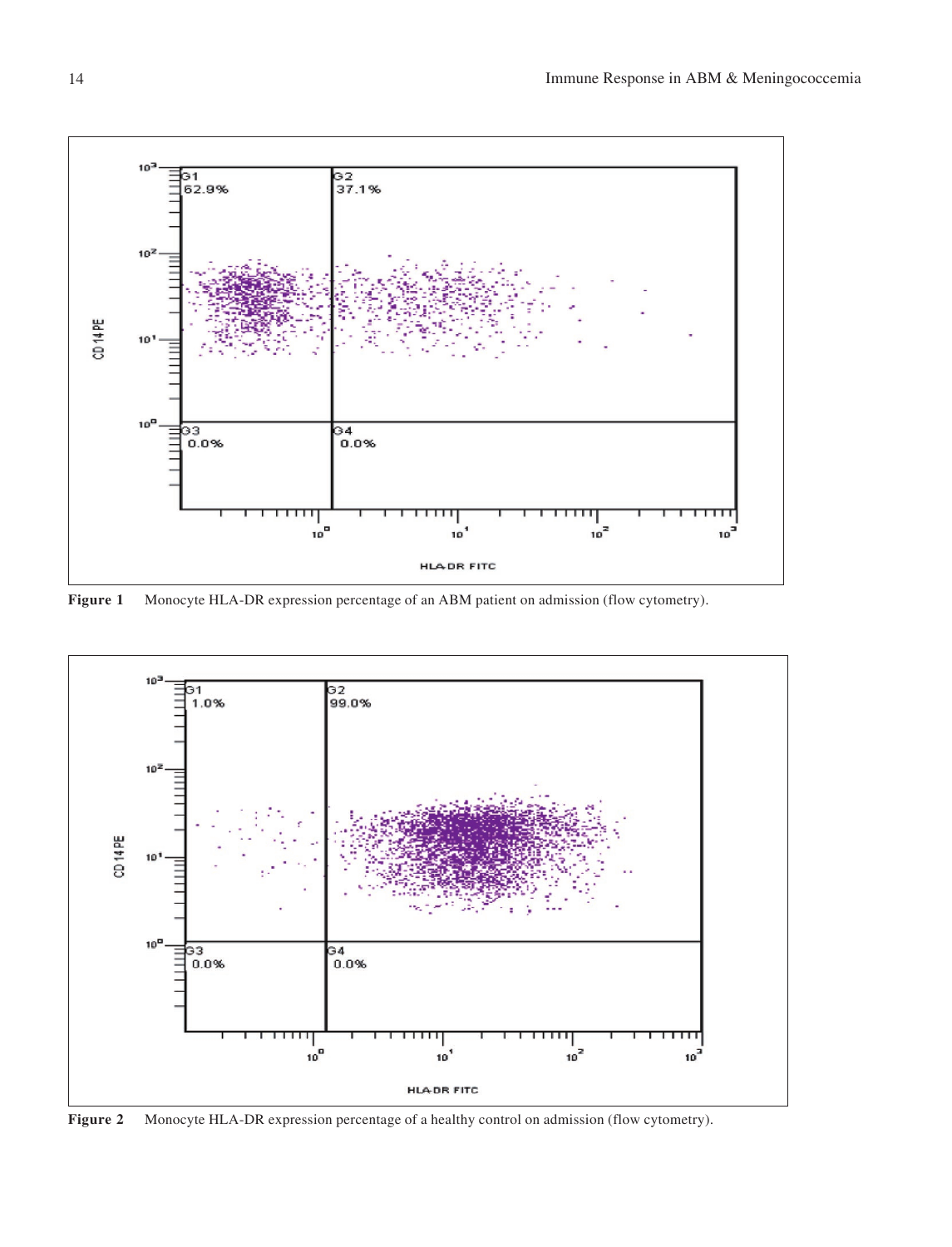**Figure 1** Monocyte HLA-DR expression percentage of an ABM patient on admission (flow cytometry).

**Figure 2** Monocyte HLA-DR expression percentage of a healthy control on admission (flow cytometry).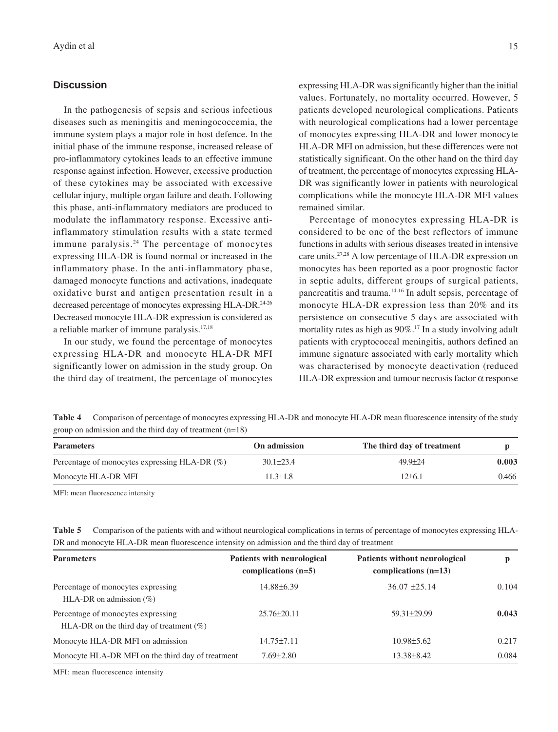## Discussion

In the pathogenesis of sepsis and serious infectious diseases such as meningitis and meningococcemia, the immune system plays a major role in host defence. In the initial phase of the immune response, increased release of pro-inflammatory cytokines leads to an effective immune response against infection. However, excessive production of these cytokines may be associated with excessive cellular injury, multiple organ failure and death. Following this phase, anti-inflammatory mediators are produced to modulate the inflammatory response. Excessive anti-inflammatory stimulation results with a state termed immune paralysis.[24] The percentage of monocytes expressing HLA-DR is found normal or increased in the inflammatory phase. In the anti-inflammatory phase, damaged monocyte functions and activations, inadequate oxidative burst and antigen presentation result in a decreased percentage of monocytes expressing HLA-DR.[24-26] Decreased monocyte HLA-DR expression is considered as a reliable marker of immune paralysis.[17,18]

In our study, we found the percentage of monocytes expressing HLA-DR and monocyte HLA-DR MFI significantly lower on admission in the study group. On the third day of treatment, the percentage of monocytes expressing HLA-DR was significantly higher than the initial values. Fortunately, no mortality occurred. However, 5 patients developed neurological complications. Patients with neurological complications had a lower percentage of monocytes expressing HLA-DR and lower monocyte HLA-DR MFI on admission, but these differences were not statistically significant. On the other hand on the third day of treatment, the percentage of monocytes expressing HLA-DR was significantly lower in patients with neurological complications while the monocyte HLA-DR MFI values remained similar.

Percentage of monocytes expressing HLA-DR is considered to be one of the best reflectors of immune functions in adults with serious diseases treated in intensive care units.[27,28] A low percentage of HLA-DR expression on monocytes has been reported as a poor prognostic factor in septic adults, different groups of surgical patients, pancreatitis and trauma.[14-16] In adult sepsis, percentage of monocyte HLA-DR expression less than 20% and its persistence on consecutive 5 days are associated with mortality rates as high as 90%.[17] In a study involving adult patients with cryptococcal meningitis, authors defined an immune signature associated with early mortality which was characterised by monocyte deactivation (reduced HLA-DR expression and tumour necrosis factor α response

**Table 4** Comparison of percentage of monocytes expressing HLA-DR and monocyte HLA-DR mean fluorescence intensity of the study group on admission and the third day of treatment (n=18)

| Parameters | On admission | The third day of treatment | p |
|---|---|---|---|
| Percentage of monocytes expressing HLA-DR (%) | 30.1±23.4 | 49.9±24 | **0.003** |
| Monocyte HLA-DR MFI | 11.3±1.8 | 12±6.1 | 0.466 |

MFI: mean fluorescence intensity

**Table 5** Comparison of the patients with and without neurological complications in terms of percentage of monocytes expressing HLA-DR and monocyte HLA-DR mean fluorescence intensity on admission and the third day of treatment

| Parameters | Patients with neurological complications (n=5) | Patients without neurological complications (n=13) | p |
|---|---|---|---|
| Percentage of monocytes expressing HLA-DR on admission (%) | 14.88±6.39 | 36.07 ±25.14 | 0.104 |
| Percentage of monocytes expressing HLA-DR on the third day of treatment (%) | 25.76±20.11 | 59.31±29.99 | **0.043** |
| Monocyte HLA-DR MFI on admission | 14.75±7.11 | 10.98±5.62 | 0.217 |
| Monocyte HLA-DR MFI on the third day of treatment | 7.69±2.80 | 13.38±8.42 | 0.084 |

MFI: mean fluorescence intensity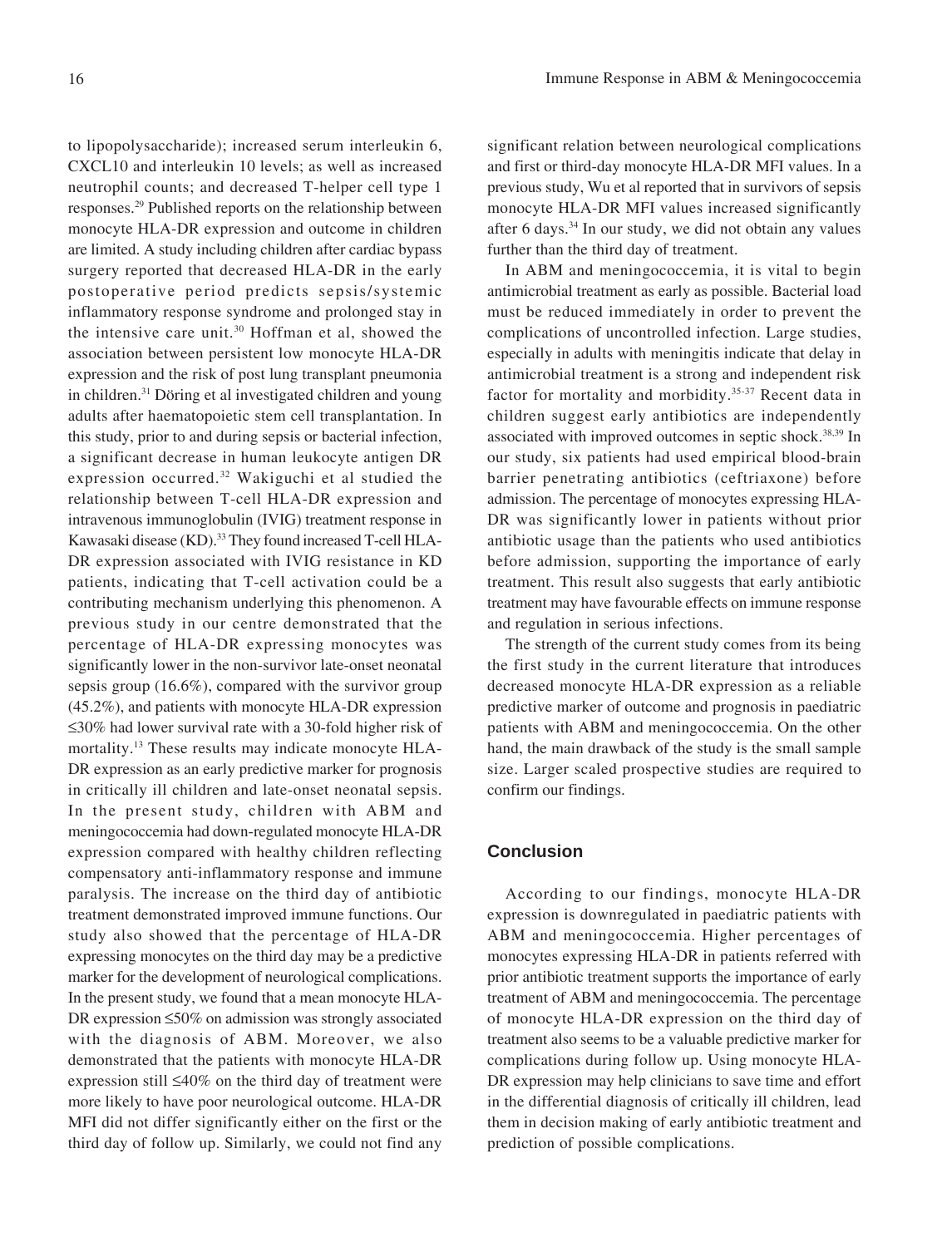to lipopolysaccharide); increased serum interleukin 6, CXCL10 and interleukin 10 levels; as well as increased neutrophil counts; and decreased T-helper cell type 1 responses.[29] Published reports on the relationship between monocyte HLA-DR expression and outcome in children are limited. A study including children after cardiac bypass surgery reported that decreased HLA-DR in the early postoperative period predicts sepsis/systemic inflammatory response syndrome and prolonged stay in the intensive care unit.[30] Hoffman et al, showed the association between persistent low monocyte HLA-DR expression and the risk of post lung transplant pneumonia in children.[31] Döring et al investigated children and young adults after haematopoietic stem cell transplantation. In this study, prior to and during sepsis or bacterial infection, a significant decrease in human leukocyte antigen DR expression occurred.[32] Wakiguchi et al studied the relationship between T-cell HLA-DR expression and intravenous immunoglobulin (IVIG) treatment response in Kawasaki disease (KD).[33] They found increased T-cell HLA-DR expression associated with IVIG resistance in KD patients, indicating that T-cell activation could be a contributing mechanism underlying this phenomenon. A previous study in our centre demonstrated that the percentage of HLA-DR expressing monocytes was significantly lower in the non-survivor late-onset neonatal sepsis group (16.6%), compared with the survivor group (45.2%), and patients with monocyte HLA-DR expression ≤30% had lower survival rate with a 30-fold higher risk of mortality.[13] These results may indicate monocyte HLA-DR expression as an early predictive marker for prognosis in critically ill children and late-onset neonatal sepsis. In the present study, children with ABM and meningococcemia had down-regulated monocyte HLA-DR expression compared with healthy children reflecting compensatory anti-inflammatory response and immune paralysis. The increase on the third day of antibiotic treatment demonstrated improved immune functions. Our study also showed that the percentage of HLA-DR expressing monocytes on the third day may be a predictive marker for the development of neurological complications. In the present study, we found that a mean monocyte HLA-DR expression ≤50% on admission was strongly associated with the diagnosis of ABM. Moreover, we also demonstrated that the patients with monocyte HLA-DR expression still ≤40% on the third day of treatment were more likely to have poor neurological outcome. HLA-DR MFI did not differ significantly either on the first or the third day of follow up. Similarly, we could not find any significant relation between neurological complications and first or third-day monocyte HLA-DR MFI values. In a previous study, Wu et al reported that in survivors of sepsis monocyte HLA-DR MFI values increased significantly after 6 days.[34] In our study, we did not obtain any values further than the third day of treatment.

In ABM and meningococcemia, it is vital to begin antimicrobial treatment as early as possible. Bacterial load must be reduced immediately in order to prevent the complications of uncontrolled infection. Large studies, especially in adults with meningitis indicate that delay in antimicrobial treatment is a strong and independent risk factor for mortality and morbidity.[35-37] Recent data in children suggest early antibiotics are independently associated with improved outcomes in septic shock.[38,39] In our study, six patients had used empirical blood-brain barrier penetrating antibiotics (ceftriaxone) before admission. The percentage of monocytes expressing HLA-DR was significantly lower in patients without prior antibiotic usage than the patients who used antibiotics before admission, supporting the importance of early treatment. This result also suggests that early antibiotic treatment may have favourable effects on immune response and regulation in serious infections.

The strength of the current study comes from its being the first study in the current literature that introduces decreased monocyte HLA-DR expression as a reliable predictive marker of outcome and prognosis in paediatric patients with ABM and meningococcemia. On the other hand, the main drawback of the study is the small sample size. Larger scaled prospective studies are required to confirm our findings.

## Conclusion

According to our findings, monocyte HLA-DR expression is downregulated in paediatric patients with ABM and meningococcemia. Higher percentages of monocytes expressing HLA-DR in patients referred with prior antibiotic treatment supports the importance of early treatment of ABM and meningococcemia. The percentage of monocyte HLA-DR expression on the third day of treatment also seems to be a valuable predictive marker for complications during follow up. Using monocyte HLA-DR expression may help clinicians to save time and effort in the differential diagnosis of critically ill children, lead them in decision making of early antibiotic treatment and prediction of possible complications.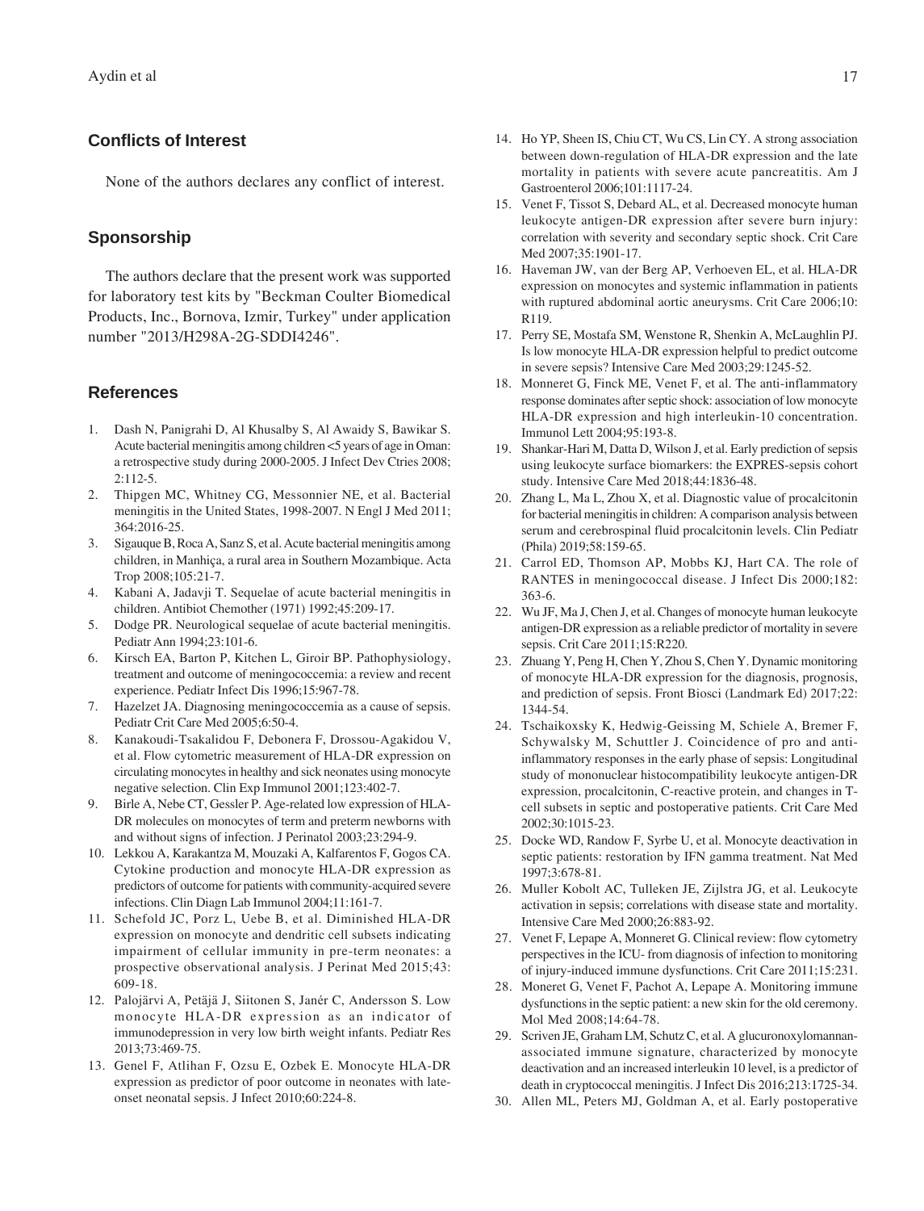## Conflicts of Interest

None of the authors declares any conflict of interest.

## Sponsorship

The authors declare that the present work was supported for laboratory test kits by "Beckman Coulter Biomedical Products, Inc., Bornova, Izmir, Turkey" under application number "2013/H298A-2G-SDDI4246".

## References

1. Dash N, Panigrahi D, Al Khusalby S, Al Awaidy S, Bawikar S. Acute bacterial meningitis among children <5 years of age in Oman: a retrospective study during 2000-2005. J Infect Dev Ctries 2008; 2:112-5.
2. Thipgen MC, Whitney CG, Messonnier NE, et al. Bacterial meningitis in the United States, 1998-2007. N Engl J Med 2011; 364:2016-25.
3. Sigauque B, Roca A, Sanz S, et al. Acute bacterial meningitis among children, in Manhiça, a rural area in Southern Mozambique. Acta Trop 2008;105:21-7.
4. Kabani A, Jadavji T. Sequelae of acute bacterial meningitis in children. Antibiot Chemother (1971) 1992;45:209-17.
5. Dodge PR. Neurological sequelae of acute bacterial meningitis. Pediatr Ann 1994;23:101-6.
6. Kirsch EA, Barton P, Kitchen L, Giroir BP. Pathophysiology, treatment and outcome of meningococcemia: a review and recent experience. Pediatr Infect Dis 1996;15:967-78.
7. Hazelzet JA. Diagnosing meningococcemia as a cause of sepsis. Pediatr Crit Care Med 2005;6:50-4.
8. Kanakoudi-Tsakalidou F, Debonera F, Drossou-Agakidou V, et al. Flow cytometric measurement of HLA-DR expression on circulating monocytes in healthy and sick neonates using monocyte negative selection. Clin Exp Immunol 2001;123:402-7.
9. Birle A, Nebe CT, Gessler P. Age-related low expression of HLA-DR molecules on monocytes of term and preterm newborns with and without signs of infection. J Perinatol 2003;23:294-9.
10. Lekkou A, Karakantza M, Mouzaki A, Kalfarentos F, Gogos CA. Cytokine production and monocyte HLA-DR expression as predictors of outcome for patients with community-acquired severe infections. Clin Diagn Lab Immunol 2004;11:161-7.
11. Schefold JC, Porz L, Uebe B, et al. Diminished HLA-DR expression on monocyte and dendritic cell subsets indicating impairment of cellular immunity in pre-term neonates: a prospective observational analysis. J Perinat Med 2015;43: 609-18.
12. Palojärvi A, Petäjä J, Siitonen S, Janér C, Andersson S. Low monocyte HLA-DR expression as an indicator of immunodepression in very low birth weight infants. Pediatr Res 2013;73:469-75.
13. Genel F, Atlihan F, Ozsu E, Ozbek E. Monocyte HLA-DR expression as predictor of poor outcome in neonates with late-onset neonatal sepsis. J Infect 2010;60:224-8.
14. Ho YP, Sheen IS, Chiu CT, Wu CS, Lin CY. A strong association between down-regulation of HLA-DR expression and the late mortality in patients with severe acute pancreatitis. Am J Gastroenterol 2006;101:1117-24.
15. Venet F, Tissot S, Debard AL, et al. Decreased monocyte human leukocyte antigen-DR expression after severe burn injury: correlation with severity and secondary septic shock. Crit Care Med 2007;35:1901-17.
16. Haveman JW, van der Berg AP, Verhoeven EL, et al. HLA-DR expression on monocytes and systemic inflammation in patients with ruptured abdominal aortic aneurysms. Crit Care 2006;10: R119.
17. Perry SE, Mostafa SM, Wenstone R, Shenkin A, McLaughlin PJ. Is low monocyte HLA-DR expression helpful to predict outcome in severe sepsis? Intensive Care Med 2003;29:1245-52.
18. Monneret G, Finck ME, Venet F, et al. The anti-inflammatory response dominates after septic shock: association of low monocyte HLA-DR expression and high interleukin-10 concentration. Immunol Lett 2004;95:193-8.
19. Shankar-Hari M, Datta D, Wilson J, et al. Early prediction of sepsis using leukocyte surface biomarkers: the EXPRES-sepsis cohort study. Intensive Care Med 2018;44:1836-48.
20. Zhang L, Ma L, Zhou X, et al. Diagnostic value of procalcitonin for bacterial meningitis in children: A comparison analysis between serum and cerebrospinal fluid procalcitonin levels. Clin Pediatr (Phila) 2019;58:159-65.
21. Carrol ED, Thomson AP, Mobbs KJ, Hart CA. The role of RANTES in meningococcal disease. J Infect Dis 2000;182: 363-6.
22. Wu JF, Ma J, Chen J, et al. Changes of monocyte human leukocyte antigen-DR expression as a reliable predictor of mortality in severe sepsis. Crit Care 2011;15:R220.
23. Zhuang Y, Peng H, Chen Y, Zhou S, Chen Y. Dynamic monitoring of monocyte HLA-DR expression for the diagnosis, prognosis, and prediction of sepsis. Front Biosci (Landmark Ed) 2017;22: 1344-54.
24. Tschaikoxsky K, Hedwig-Geissing M, Schiele A, Bremer F, Schywalsky M, Schuttler J. Coincidence of pro and anti-inflammatory responses in the early phase of sepsis: Longitudinal study of mononuclear histocompatibility leukocyte antigen-DR expression, procalcitonin, C-reactive protein, and changes in T-cell subsets in septic and postoperative patients. Crit Care Med 2002;30:1015-23.
25. Docke WD, Randow F, Syrbe U, et al. Monocyte deactivation in septic patients: restoration by IFN gamma treatment. Nat Med 1997;3:678-81.
26. Muller Kobolt AC, Tulleken JE, Zijlstra JG, et al. Leukocyte activation in sepsis; correlations with disease state and mortality. Intensive Care Med 2000;26:883-92.
27. Venet F, Lepape A, Monneret G. Clinical review: flow cytometry perspectives in the ICU- from diagnosis of infection to monitoring of injury-induced immune dysfunctions. Crit Care 2011;15:231.
28. Moneret G, Venet F, Pachot A, Lepape A. Monitoring immune dysfunctions in the septic patient: a new skin for the old ceremony. Mol Med 2008;14:64-78.
29. Scriven JE, Graham LM, Schutz C, et al. A glucuronoxylomannan-associated immune signature, characterized by monocyte deactivation and an increased interleukin 10 level, is a predictor of death in cryptococcal meningitis. J Infect Dis 2016;213:1725-34.
30. Allen ML, Peters MJ, Goldman A, et al. Early postoperative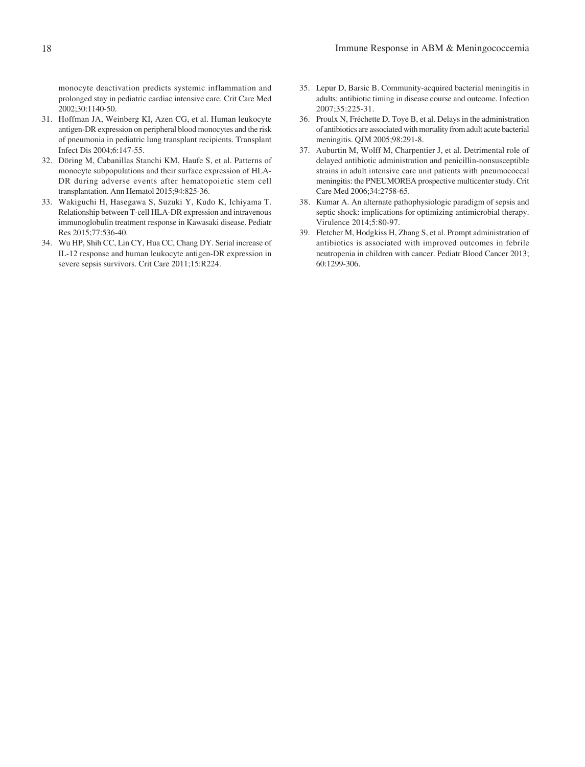monocyte deactivation predicts systemic inflammation and prolonged stay in pediatric cardiac intensive care. Crit Care Med 2002;30:1140-50.

31. Hoffman JA, Weinberg KI, Azen CG, et al. Human leukocyte antigen-DR expression on peripheral blood monocytes and the risk of pneumonia in pediatric lung transplant recipients. Transplant Infect Dis 2004;6:147-55.
32. Döring M, Cabanillas Stanchi KM, Haufe S, et al. Patterns of monocyte subpopulations and their surface expression of HLA-DR during adverse events after hematopoietic stem cell transplantation. Ann Hematol 2015;94:825-36.
33. Wakiguchi H, Hasegawa S, Suzuki Y, Kudo K, Ichiyama T. Relationship between T-cell HLA-DR expression and intravenous immunoglobulin treatment response in Kawasaki disease. Pediatr Res 2015;77:536-40.
34. Wu HP, Shih CC, Lin CY, Hua CC, Chang DY. Serial increase of IL-12 response and human leukocyte antigen-DR expression in severe sepsis survivors. Crit Care 2011;15:R224.
35. Lepur D, Barsic B. Community-acquired bacterial meningitis in adults: antibiotic timing in disease course and outcome. Infection 2007;35:225-31.
36. Proulx N, Fréchette D, Toye B, et al. Delays in the administration of antibiotics are associated with mortality from adult acute bacterial meningitis. QJM 2005;98:291-8.
37. Auburtin M, Wolff M, Charpentier J, et al. Detrimental role of delayed antibiotic administration and penicillin-nonsusceptible strains in adult intensive care unit patients with pneumococcal meningitis: the PNEUMOREA prospective multicenter study. Crit Care Med 2006;34:2758-65.
38. Kumar A. An alternate pathophysiologic paradigm of sepsis and septic shock: implications for optimizing antimicrobial therapy. Virulence 2014;5:80-97.
39. Fletcher M, Hodgkiss H, Zhang S, et al. Prompt administration of antibiotics is associated with improved outcomes in febrile neutropenia in children with cancer. Pediatr Blood Cancer 2013; 60:1299-306.